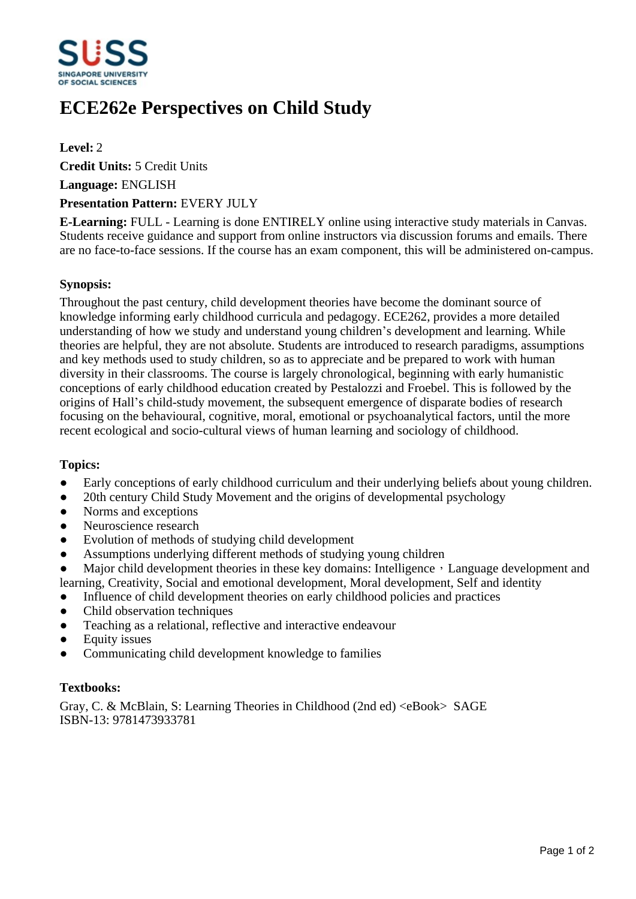# ECE262e Perspectives on Child Study

**Level:** 2

**Credit Units:** 5 Credit Units

**Language:** ENGLISH

**Presentation Pattern:** EVERY JULY

**E-Learning:** FULL - Learning is done ENTIRELY online using interactive study materials in Canvas. Students receive guidance and support from online instructors via discussion forums and emails. There are no face-to-face sessions. If the course has an exam component, this will be administered on-campus.

### Synopsis:

Throughout the past century, child development theories have become the dominant source of knowledge informing early childhood curricula and pedagogy. ECE262, provides a more detailed understanding of how we study and understand young children's development and learning. While theories are helpful, they are not absolute. Students are introduced to research paradigms, assumptions and key methods used to study children, so as to appreciate and be prepared to work with human diversity in their classrooms. The course is largely chronological, beginning with early humanistic conceptions of early childhood education created by Pestalozzi and Froebel. This is followed by the origins of Hall's child-study movement, the subsequent emergence of disparate bodies of research focusing on the behavioural, cognitive, moral, emotional or psychoanalytical factors, until the more recent ecological and socio-cultural views of human learning and sociology of childhood.

### Topics:

- Early conceptions of early childhood curriculum and their underlying beliefs about young children.
- 20th century Child Study Movement and the origins of developmental psychology
- Norms and exceptions
- Neuroscience research
- Evolution of methods of studying child development
- Assumptions underlying different methods of studying young children
- Major child development theories in these key domains: Intelligence，Language development and learning, Creativity, Social and emotional development, Moral development, Self and identity
- Influence of child development theories on early childhood policies and practices
- Child observation techniques
- Teaching as a relational, reflective and interactive endeavour
- Equity issues
- Communicating child development knowledge to families

### Textbooks:

Gray, C. & McBlain, S: Learning Theories in Childhood (2nd ed) <eBook> SAGE
ISBN-13: 9781473933781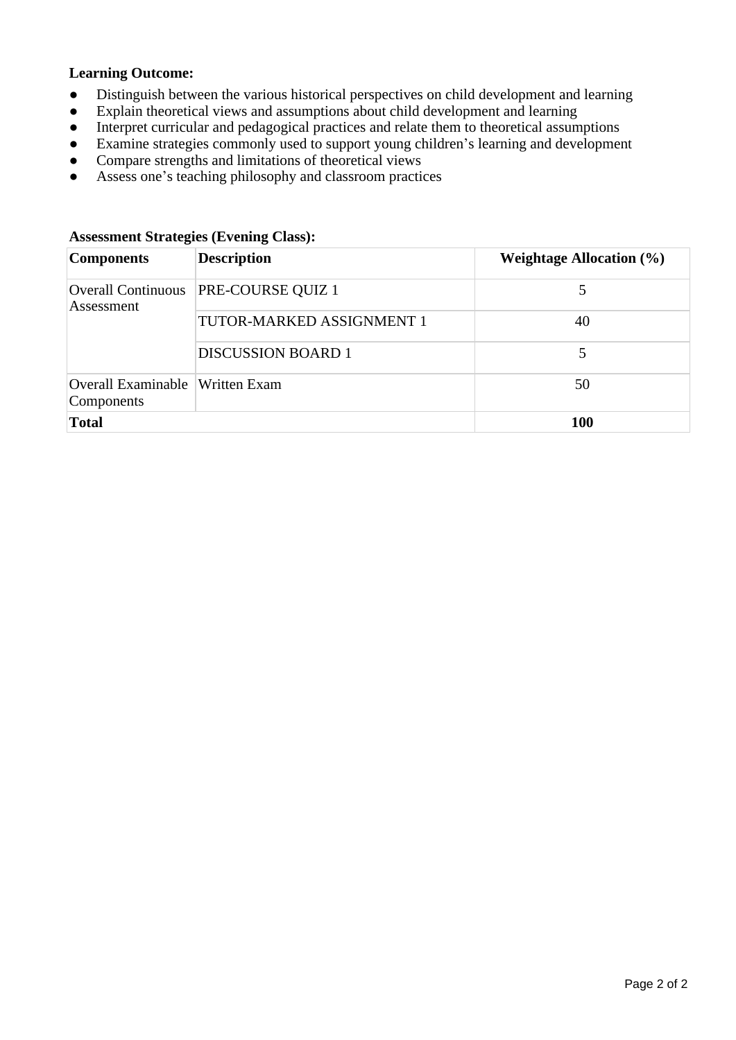**Learning Outcome:**

- Distinguish between the various historical perspectives on child development and learning
- Explain theoretical views and assumptions about child development and learning
- Interpret curricular and pedagogical practices and relate them to theoretical assumptions
- Examine strategies commonly used to support young children's learning and development
- Compare strengths and limitations of theoretical views
- Assess one's teaching philosophy and classroom practices

**Assessment Strategies (Evening Class):**

| Components | Description | Weightage Allocation (%) |
|---|---|---|
| Overall Continuous Assessment | PRE-COURSE QUIZ 1 | 5 |
| | TUTOR-MARKED ASSIGNMENT 1 | 40 |
| | DISCUSSION BOARD 1 | 5 |
| Overall Examinable Components | Written Exam | 50 |
| **Total** | | **100** |